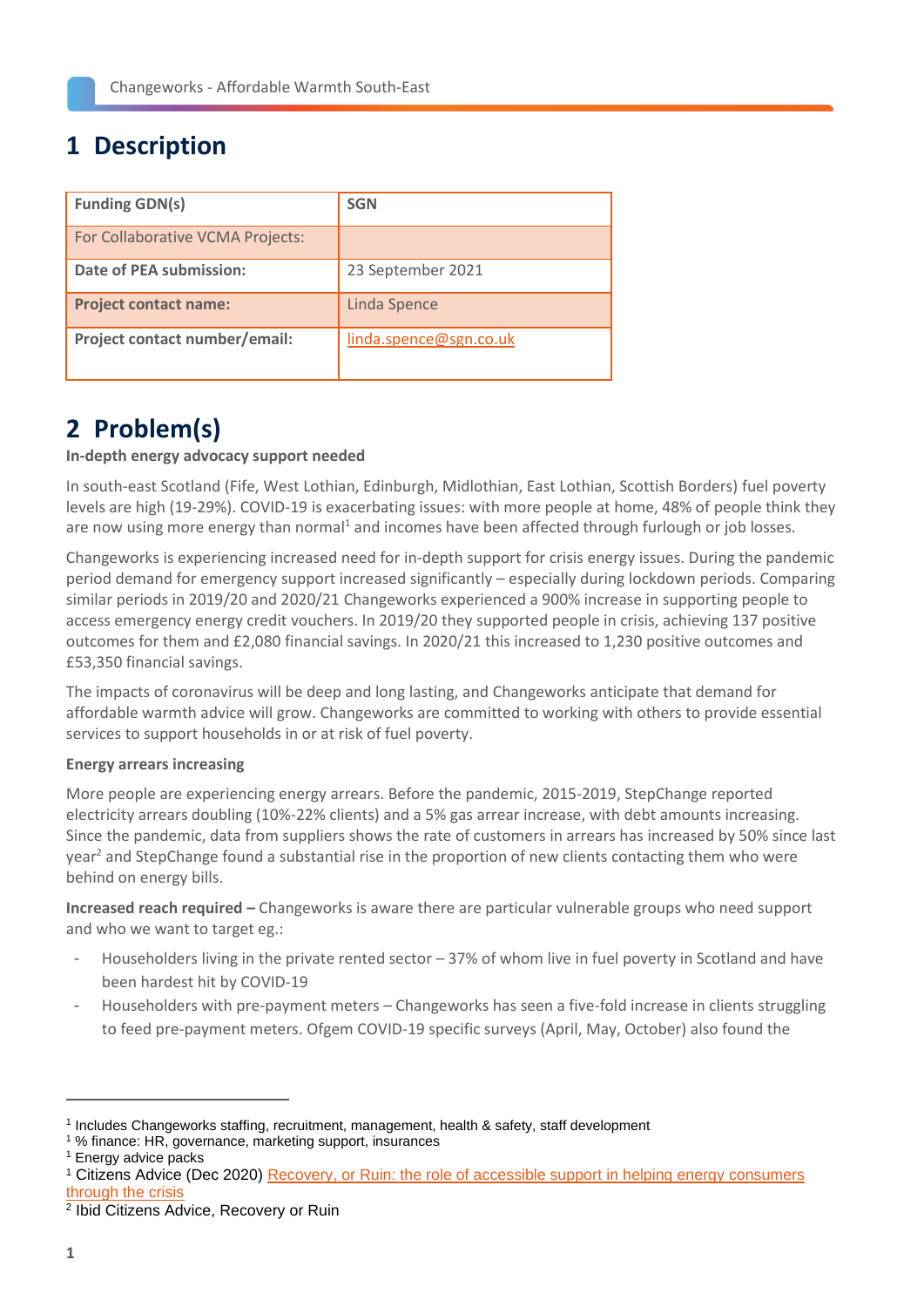# 1 Description

| Funding GDN(s) | SGN |
|---|---|
| For Collaborative VCMA Projects: | |
| Date of PEA submission: | 23 September 2021 |
| Project contact name: | Linda Spence |
| Project contact number/email: | linda.spence@sgn.co.uk |

# 2 Problem(s)

**In-depth energy advocacy support needed**

In south-east Scotland (Fife, West Lothian, Edinburgh, Midlothian, East Lothian, Scottish Borders) fuel poverty levels are high (19-29%). COVID-19 is exacerbating issues: with more people at home, 48% of people think they are now using more energy than normal[1] and incomes have been affected through furlough or job losses.

Changeworks is experiencing increased need for in-depth support for crisis energy issues. During the pandemic period demand for emergency support increased significantly – especially during lockdown periods. Comparing similar periods in 2019/20 and 2020/21 Changeworks experienced a 900% increase in supporting people to access emergency energy credit vouchers. In 2019/20 they supported people in crisis, achieving 137 positive outcomes for them and £2,080 financial savings. In 2020/21 this increased to 1,230 positive outcomes and £53,350 financial savings.

The impacts of coronavirus will be deep and long lasting, and Changeworks anticipate that demand for affordable warmth advice will grow. Changeworks are committed to working with others to provide essential services to support households in or at risk of fuel poverty.

**Energy arrears increasing**

More people are experiencing energy arrears. Before the pandemic, 2015-2019, StepChange reported electricity arrears doubling (10%-22% clients) and a 5% gas arrear increase, with debt amounts increasing. Since the pandemic, data from suppliers shows the rate of customers in arrears has increased by 50% since last year[2] and StepChange found a substantial rise in the proportion of new clients contacting them who were behind on energy bills.

**Increased reach required –** Changeworks is aware there are particular vulnerable groups who need support and who we want to target eg.:

- Householders living in the private rented sector – 37% of whom live in fuel poverty in Scotland and have been hardest hit by COVID-19
- Householders with pre-payment meters – Changeworks has seen a five-fold increase in clients struggling to feed pre-payment meters. Ofgem COVID-19 specific surveys (April, May, October) also found the

---

[1] Includes Changeworks staffing, recruitment, management, health & safety, staff development
[1] % finance: HR, governance, marketing support, insurances
[1] Energy advice packs
[1] Citizens Advice (Dec 2020) Recovery, or Ruin: the role of accessible support in helping energy consumers through the crisis
[2] Ibid Citizens Advice, Recovery or Ruin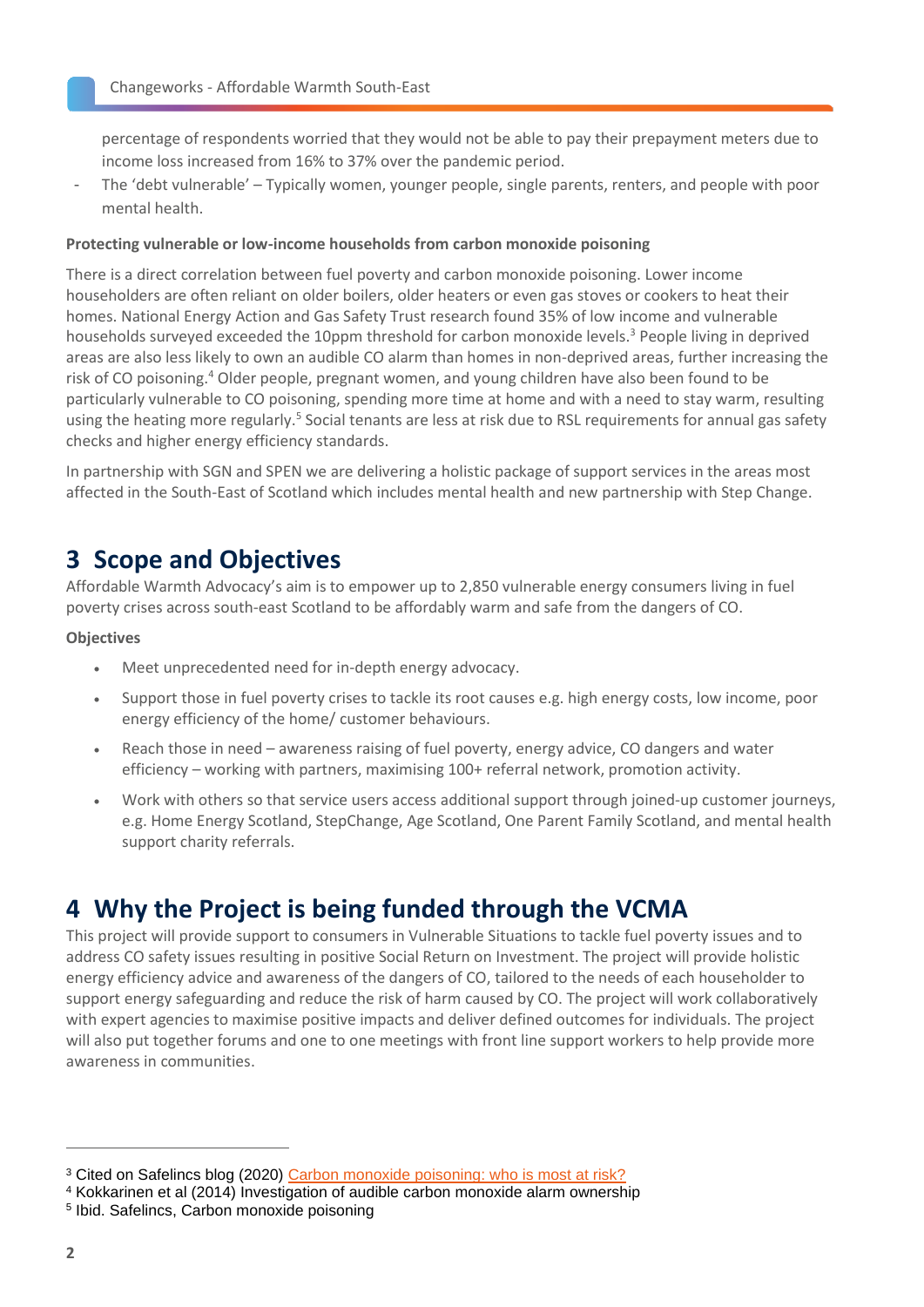percentage of respondents worried that they would not be able to pay their prepayment meters due to income loss increased from 16% to 37% over the pandemic period.

- The 'debt vulnerable' – Typically women, younger people, single parents, renters, and people with poor mental health.

**Protecting vulnerable or low-income households from carbon monoxide poisoning**

There is a direct correlation between fuel poverty and carbon monoxide poisoning. Lower income householders are often reliant on older boilers, older heaters or even gas stoves or cookers to heat their homes. National Energy Action and Gas Safety Trust research found 35% of low income and vulnerable households surveyed exceeded the 10ppm threshold for carbon monoxide levels.[3] People living in deprived areas are also less likely to own an audible CO alarm than homes in non-deprived areas, further increasing the risk of CO poisoning.[4] Older people, pregnant women, and young children have also been found to be particularly vulnerable to CO poisoning, spending more time at home and with a need to stay warm, resulting using the heating more regularly.[5] Social tenants are less at risk due to RSL requirements for annual gas safety checks and higher energy efficiency standards.

In partnership with SGN and SPEN we are delivering a holistic package of support services in the areas most affected in the South-East of Scotland which includes mental health and new partnership with Step Change.

# 3 Scope and Objectives

Affordable Warmth Advocacy's aim is to empower up to 2,850 vulnerable energy consumers living in fuel poverty crises across south-east Scotland to be affordably warm and safe from the dangers of CO.

**Objectives**

- Meet unprecedented need for in-depth energy advocacy.
- Support those in fuel poverty crises to tackle its root causes e.g. high energy costs, low income, poor energy efficiency of the home/ customer behaviours.
- Reach those in need – awareness raising of fuel poverty, energy advice, CO dangers and water efficiency – working with partners, maximising 100+ referral network, promotion activity.
- Work with others so that service users access additional support through joined-up customer journeys, e.g. Home Energy Scotland, StepChange, Age Scotland, One Parent Family Scotland, and mental health support charity referrals.

# 4 Why the Project is being funded through the VCMA

This project will provide support to consumers in Vulnerable Situations to tackle fuel poverty issues and to address CO safety issues resulting in positive Social Return on Investment. The project will provide holistic energy efficiency advice and awareness of the dangers of CO, tailored to the needs of each householder to support energy safeguarding and reduce the risk of harm caused by CO. The project will work collaboratively with expert agencies to maximise positive impacts and deliver defined outcomes for individuals. The project will also put together forums and one to one meetings with front line support workers to help provide more awareness in communities.

---

[3] Cited on Safelincs blog (2020) Carbon monoxide poisoning: who is most at risk?

[4] Kokkarinen et al (2014) Investigation of audible carbon monoxide alarm ownership

[5] Ibid. Safelincs, Carbon monoxide poisoning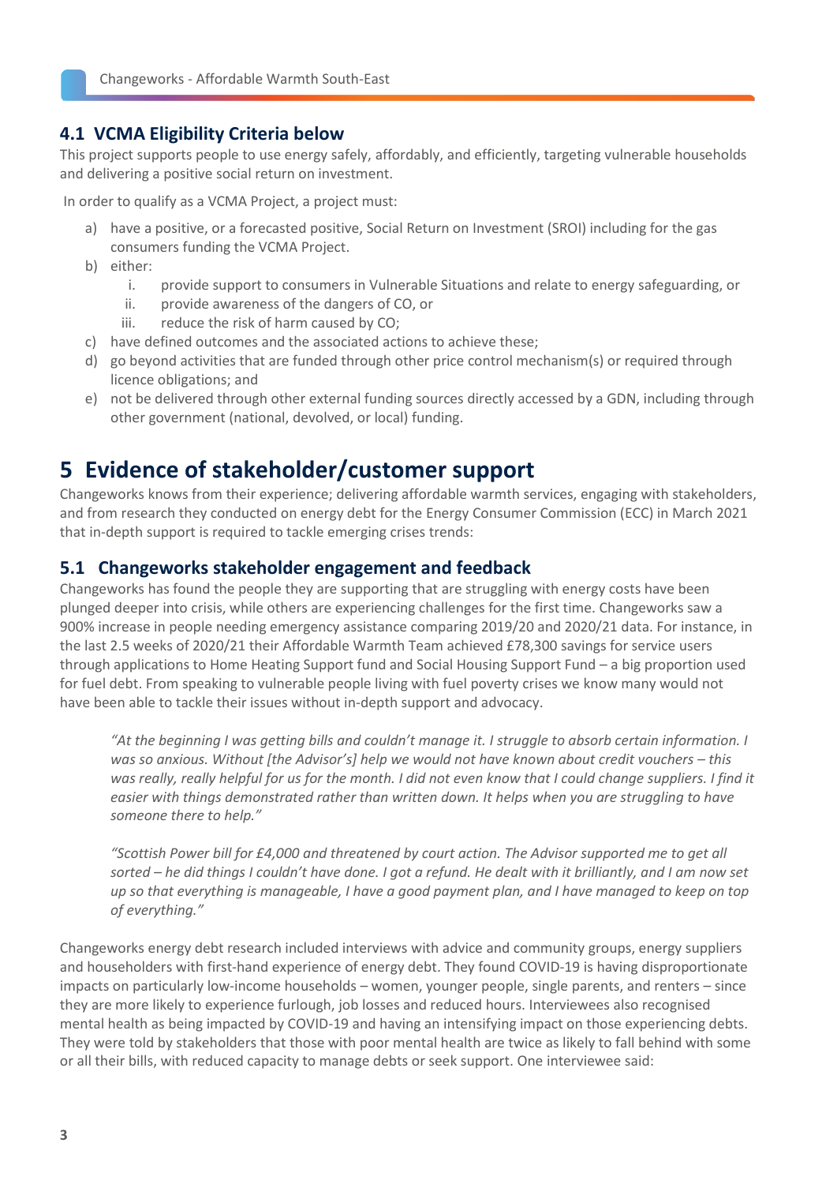### 4.1 VCMA Eligibility Criteria below

This project supports people to use energy safely, affordably, and efficiently, targeting vulnerable households and delivering a positive social return on investment.

In order to qualify as a VCMA Project, a project must:

a) have a positive, or a forecasted positive, Social Return on Investment (SROI) including for the gas consumers funding the VCMA Project.
b) either:
   i. provide support to consumers in Vulnerable Situations and relate to energy safeguarding, or
   ii. provide awareness of the dangers of CO, or
   iii. reduce the risk of harm caused by CO;
c) have defined outcomes and the associated actions to achieve these;
d) go beyond activities that are funded through other price control mechanism(s) or required through licence obligations; and
e) not be delivered through other external funding sources directly accessed by a GDN, including through other government (national, devolved, or local) funding.

# 5 Evidence of stakeholder/customer support

Changeworks knows from their experience; delivering affordable warmth services, engaging with stakeholders, and from research they conducted on energy debt for the Energy Consumer Commission (ECC) in March 2021 that in-depth support is required to tackle emerging crises trends:

## 5.1 Changeworks stakeholder engagement and feedback

Changeworks has found the people they are supporting that are struggling with energy costs have been plunged deeper into crisis, while others are experiencing challenges for the first time. Changeworks saw a 900% increase in people needing emergency assistance comparing 2019/20 and 2020/21 data. For instance, in the last 2.5 weeks of 2020/21 their Affordable Warmth Team achieved £78,300 savings for service users through applications to Home Heating Support fund and Social Housing Support Fund – a big proportion used for fuel debt. From speaking to vulnerable people living with fuel poverty crises we know many would not have been able to tackle their issues without in-depth support and advocacy.

> *"At the beginning I was getting bills and couldn't manage it. I struggle to absorb certain information. I was so anxious. Without [the Advisor's] help we would not have known about credit vouchers – this was really, really helpful for us for the month. I did not even know that I could change suppliers. I find it easier with things demonstrated rather than written down. It helps when you are struggling to have someone there to help."*

> *"Scottish Power bill for £4,000 and threatened by court action. The Advisor supported me to get all sorted – he did things I couldn't have done. I got a refund. He dealt with it brilliantly, and I am now set up so that everything is manageable, I have a good payment plan, and I have managed to keep on top of everything."*

Changeworks energy debt research included interviews with advice and community groups, energy suppliers and householders with first-hand experience of energy debt. They found COVID-19 is having disproportionate impacts on particularly low-income households – women, younger people, single parents, and renters – since they are more likely to experience furlough, job losses and reduced hours. Interviewees also recognised mental health as being impacted by COVID-19 and having an intensifying impact on those experiencing debts. They were told by stakeholders that those with poor mental health are twice as likely to fall behind with some or all their bills, with reduced capacity to manage debts or seek support. One interviewee said: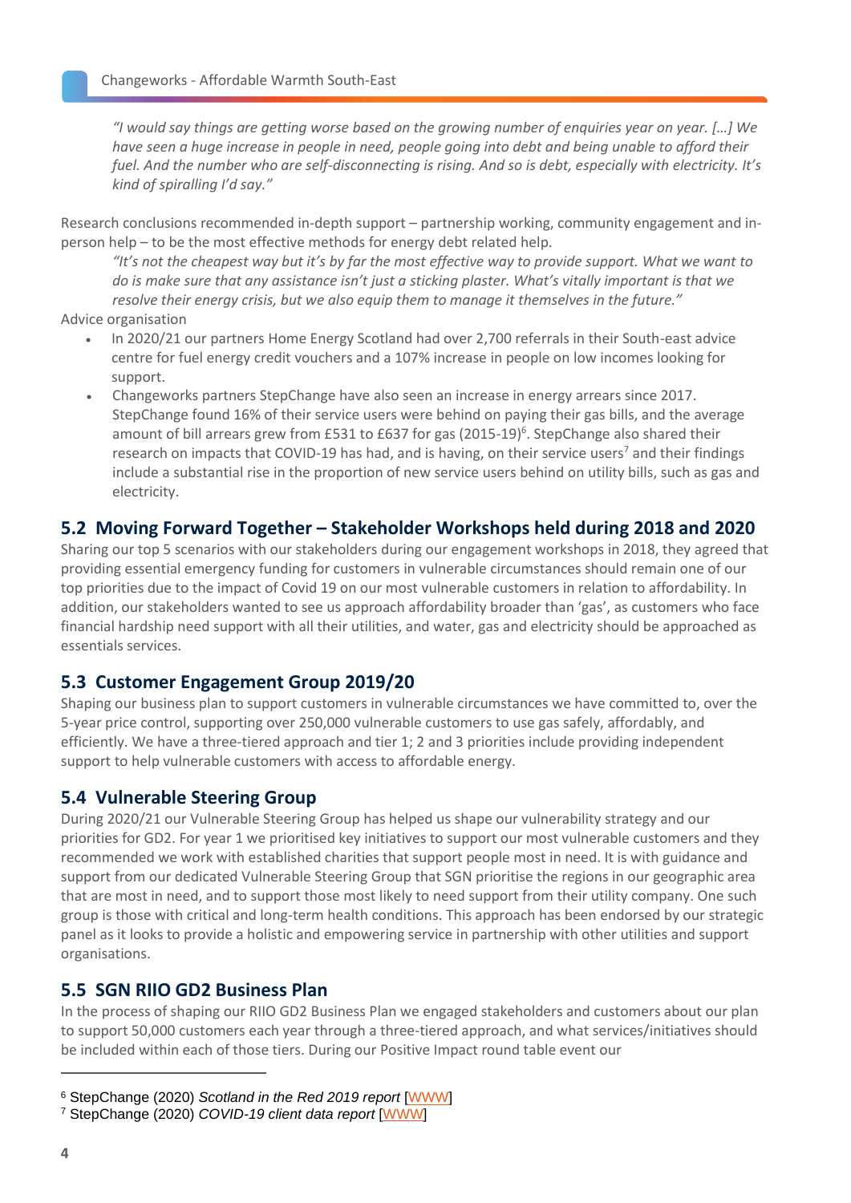*"I would say things are getting worse based on the growing number of enquiries year on year. […] We have seen a huge increase in people in need, people going into debt and being unable to afford their fuel. And the number who are self-disconnecting is rising. And so is debt, especially with electricity. It's kind of spiralling I'd say."*

Research conclusions recommended in-depth support – partnership working, community engagement and in-person help – to be the most effective methods for energy debt related help.

*"It's not the cheapest way but it's by far the most effective way to provide support. What we want to do is make sure that any assistance isn't just a sticking plaster. What's vitally important is that we resolve their energy crisis, but we also equip them to manage it themselves in the future."*

Advice organisation

- In 2020/21 our partners Home Energy Scotland had over 2,700 referrals in their South-east advice centre for fuel energy credit vouchers and a 107% increase in people on low incomes looking for support.
- Changeworks partners StepChange have also seen an increase in energy arrears since 2017. StepChange found 16% of their service users were behind on paying their gas bills, and the average amount of bill arrears grew from £531 to £637 for gas (2015-19)[6]. StepChange also shared their research on impacts that COVID-19 has had, and is having, on their service users[7] and their findings include a substantial rise in the proportion of new service users behind on utility bills, such as gas and electricity.

## 5.2 Moving Forward Together – Stakeholder Workshops held during 2018 and 2020

Sharing our top 5 scenarios with our stakeholders during our engagement workshops in 2018, they agreed that providing essential emergency funding for customers in vulnerable circumstances should remain one of our top priorities due to the impact of Covid 19 on our most vulnerable customers in relation to affordability. In addition, our stakeholders wanted to see us approach affordability broader than 'gas', as customers who face financial hardship need support with all their utilities, and water, gas and electricity should be approached as essentials services.

## 5.3 Customer Engagement Group 2019/20

Shaping our business plan to support customers in vulnerable circumstances we have committed to, over the 5-year price control, supporting over 250,000 vulnerable customers to use gas safely, affordably, and efficiently. We have a three-tiered approach and tier 1; 2 and 3 priorities include providing independent support to help vulnerable customers with access to affordable energy.

## 5.4 Vulnerable Steering Group

During 2020/21 our Vulnerable Steering Group has helped us shape our vulnerability strategy and our priorities for GD2. For year 1 we prioritised key initiatives to support our most vulnerable customers and they recommended we work with established charities that support people most in need. It is with guidance and support from our dedicated Vulnerable Steering Group that SGN prioritise the regions in our geographic area that are most in need, and to support those most likely to need support from their utility company. One such group is those with critical and long-term health conditions. This approach has been endorsed by our strategic panel as it looks to provide a holistic and empowering service in partnership with other utilities and support organisations.

## 5.5 SGN RIIO GD2 Business Plan

In the process of shaping our RIIO GD2 Business Plan we engaged stakeholders and customers about our plan to support 50,000 customers each year through a three-tiered approach, and what services/initiatives should be included within each of those tiers. During our Positive Impact round table event our

---

[6] StepChange (2020) *Scotland in the Red 2019 report* [WWW]

[7] StepChange (2020) *COVID-19 client data report* [WWW]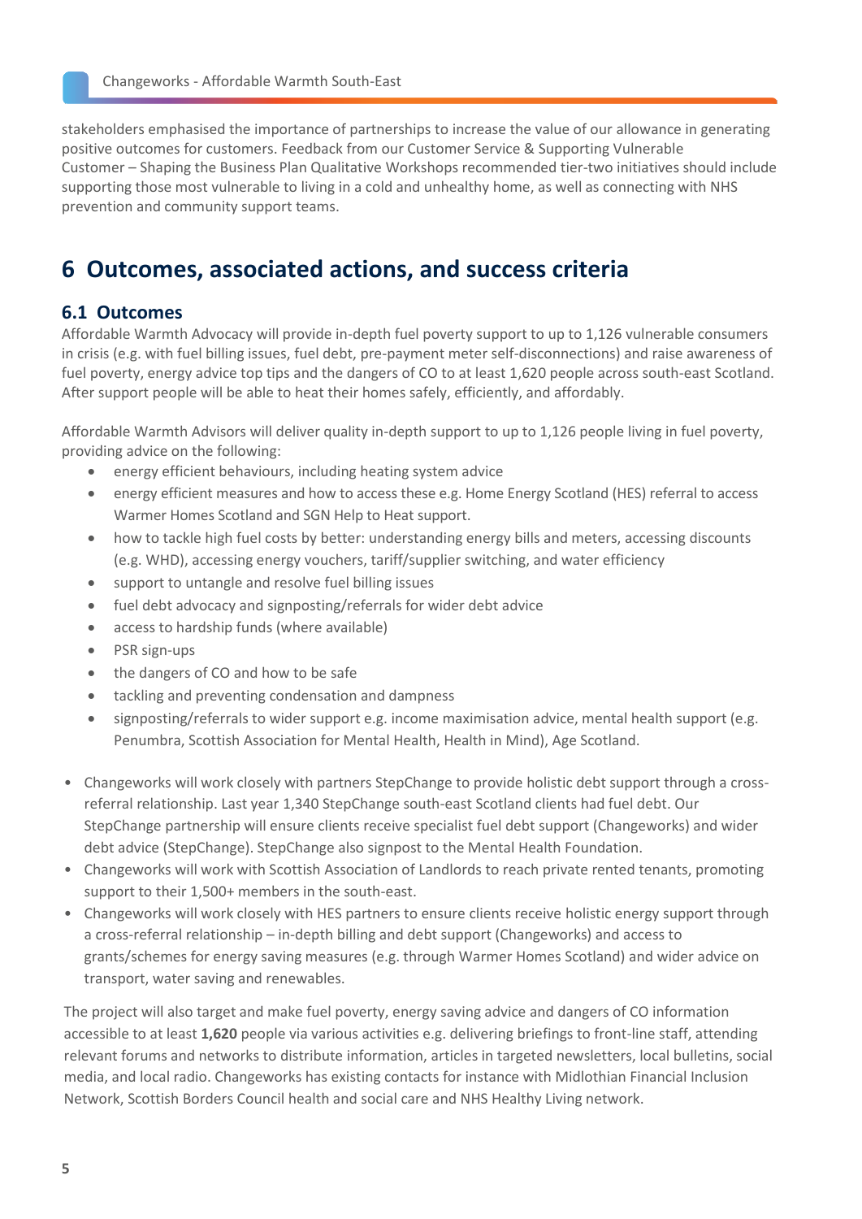stakeholders emphasised the importance of partnerships to increase the value of our allowance in generating positive outcomes for customers. Feedback from our Customer Service & Supporting Vulnerable Customer – Shaping the Business Plan Qualitative Workshops recommended tier-two initiatives should include supporting those most vulnerable to living in a cold and unhealthy home, as well as connecting with NHS prevention and community support teams.

# 6 Outcomes, associated actions, and success criteria

## 6.1 Outcomes

Affordable Warmth Advocacy will provide in-depth fuel poverty support to up to 1,126 vulnerable consumers in crisis (e.g. with fuel billing issues, fuel debt, pre-payment meter self-disconnections) and raise awareness of fuel poverty, energy advice top tips and the dangers of CO to at least 1,620 people across south-east Scotland. After support people will be able to heat their homes safely, efficiently, and affordably.

Affordable Warmth Advisors will deliver quality in-depth support to up to 1,126 people living in fuel poverty, providing advice on the following:

- energy efficient behaviours, including heating system advice
- energy efficient measures and how to access these e.g. Home Energy Scotland (HES) referral to access Warmer Homes Scotland and SGN Help to Heat support.
- how to tackle high fuel costs by better: understanding energy bills and meters, accessing discounts (e.g. WHD), accessing energy vouchers, tariff/supplier switching, and water efficiency
- support to untangle and resolve fuel billing issues
- fuel debt advocacy and signposting/referrals for wider debt advice
- access to hardship funds (where available)
- PSR sign-ups
- the dangers of CO and how to be safe
- tackling and preventing condensation and dampness
- signposting/referrals to wider support e.g. income maximisation advice, mental health support (e.g. Penumbra, Scottish Association for Mental Health, Health in Mind), Age Scotland.

- Changeworks will work closely with partners StepChange to provide holistic debt support through a cross-referral relationship. Last year 1,340 StepChange south-east Scotland clients had fuel debt. Our StepChange partnership will ensure clients receive specialist fuel debt support (Changeworks) and wider debt advice (StepChange). StepChange also signpost to the Mental Health Foundation.
- Changeworks will work with Scottish Association of Landlords to reach private rented tenants, promoting support to their 1,500+ members in the south-east.
- Changeworks will work closely with HES partners to ensure clients receive holistic energy support through a cross-referral relationship – in-depth billing and debt support (Changeworks) and access to grants/schemes for energy saving measures (e.g. through Warmer Homes Scotland) and wider advice on transport, water saving and renewables.

The project will also target and make fuel poverty, energy saving advice and dangers of CO information accessible to at least **1,620** people via various activities e.g. delivering briefings to front-line staff, attending relevant forums and networks to distribute information, articles in targeted newsletters, local bulletins, social media, and local radio. Changeworks has existing contacts for instance with Midlothian Financial Inclusion Network, Scottish Borders Council health and social care and NHS Healthy Living network.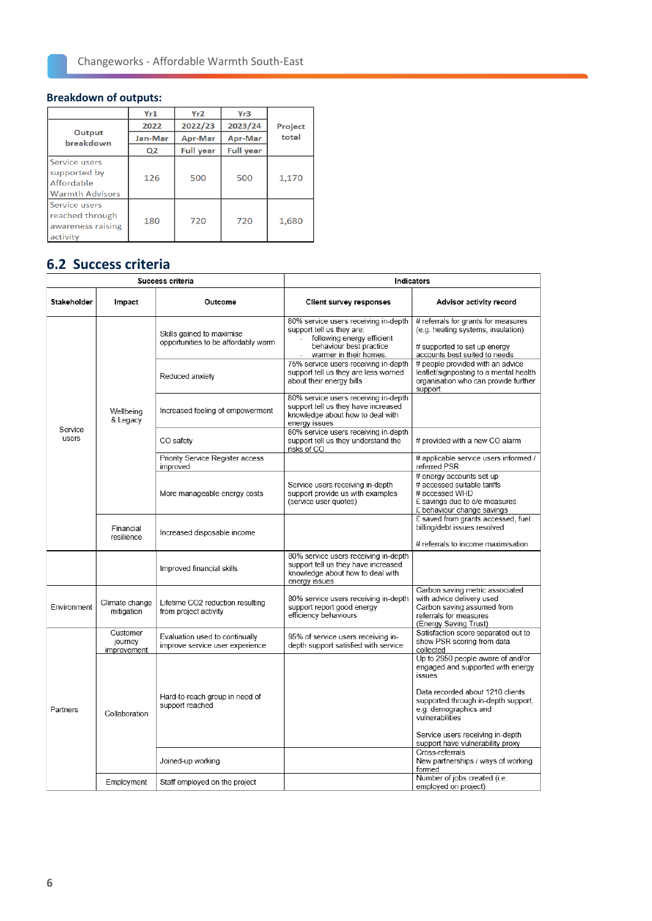**Breakdown of outputs:**

| Output breakdown | Yr1 | Yr2 | Yr3 | Project total |
|---|---|---|---|---|
| | 2022 | 2022/23 | 2023/24 | |
| | Jan-Mar | Apr-Mar | Apr-Mar | |
| | Q2 | Full year | Full year | |
| Service users supported by Affordable Warmth Advisors | 126 | 500 | 500 | 1,170 |
| Service users reached through awareness raising activity | 180 | 720 | 720 | 1,680 |

## 6.2 Success criteria

| Success criteria | | | Indicators | |
|---|---|---|---|---|
| **Stakeholder** | **Impact** | **Outcome** | **Client survey responses** | **Advisor activity record** |
| Service users | Wellbeing & Legacy | Skills gained to maximise opportunities to be affordably warm | 80% service users receiving in-depth support tell us they are: - following energy efficient behaviour best practice - warmer in their homes. | # referrals for grants for measures (e.g. heating systems, insulation)<br><br># supported to set up energy accounts best suited to needs |
| | | Reduced anxiety | 75% service users receiving in-depth support tell us they are less worried about their energy bills | # people provided with an advice leaflet/signposting to a mental health organisation who can provide further support |
| | | Increased feeling of empowerment | 80% service users receiving in-depth support tell us they have increased knowledge about how to deal with energy issues | |
| | | CO safety | 80% service users receiving in-depth support tell us they understand the risks of CO | # provided with a new CO alarm |
| | | Priority Service Register access improved | | # applicable service users informed / referred PSR |
| | | More manageable energy costs | Service users receiving in-depth support provide us with examples (service user quotes) | # energy accounts set up<br># accessed suitable tariffs<br># accessed WHD<br>£ savings due to e/e measures<br>£ behaviour change savings |
| | Financial resilience | Increased disposable income | | £ saved from grants accessed, fuel billing/debt issues resolved<br><br># referrals to income maximisation |
| | | Improved financial skills | 80% service users receiving in-depth support tell us they have increased knowledge about how to deal with energy issues | |
| Environment | Climate change mitigation | Lifetime CO2 reduction resulting from project activity | 80% service users receiving in-depth support report good energy efficiency behaviours | Carbon saving metric associated with advice delivery used<br>Carbon saving assumed from referrals for measures<br>(Energy Saving Trust) |
| Partners | Customer journey improvement | Evaluation used to continually improve service user experience | 95% of service users receiving in-depth support satisfied with service | Satisfaction score separated out to show PSR scoring from data collected |
| | Collaboration | Hard-to-reach group in need of support reached | | Up to 2950 people aware of and/or engaged and supported with energy issues<br><br>Data recorded about 1210 clients supported through in-depth support, e.g. demographics and vulnerabilities<br><br>Service users receiving in-depth support have vulnerability proxy |
| | | Joined-up working | | Cross-referrals<br>New partnerships / ways of working formed |
| | Employment | Staff employed on the project | | Number of jobs created (i.e. employed on project) |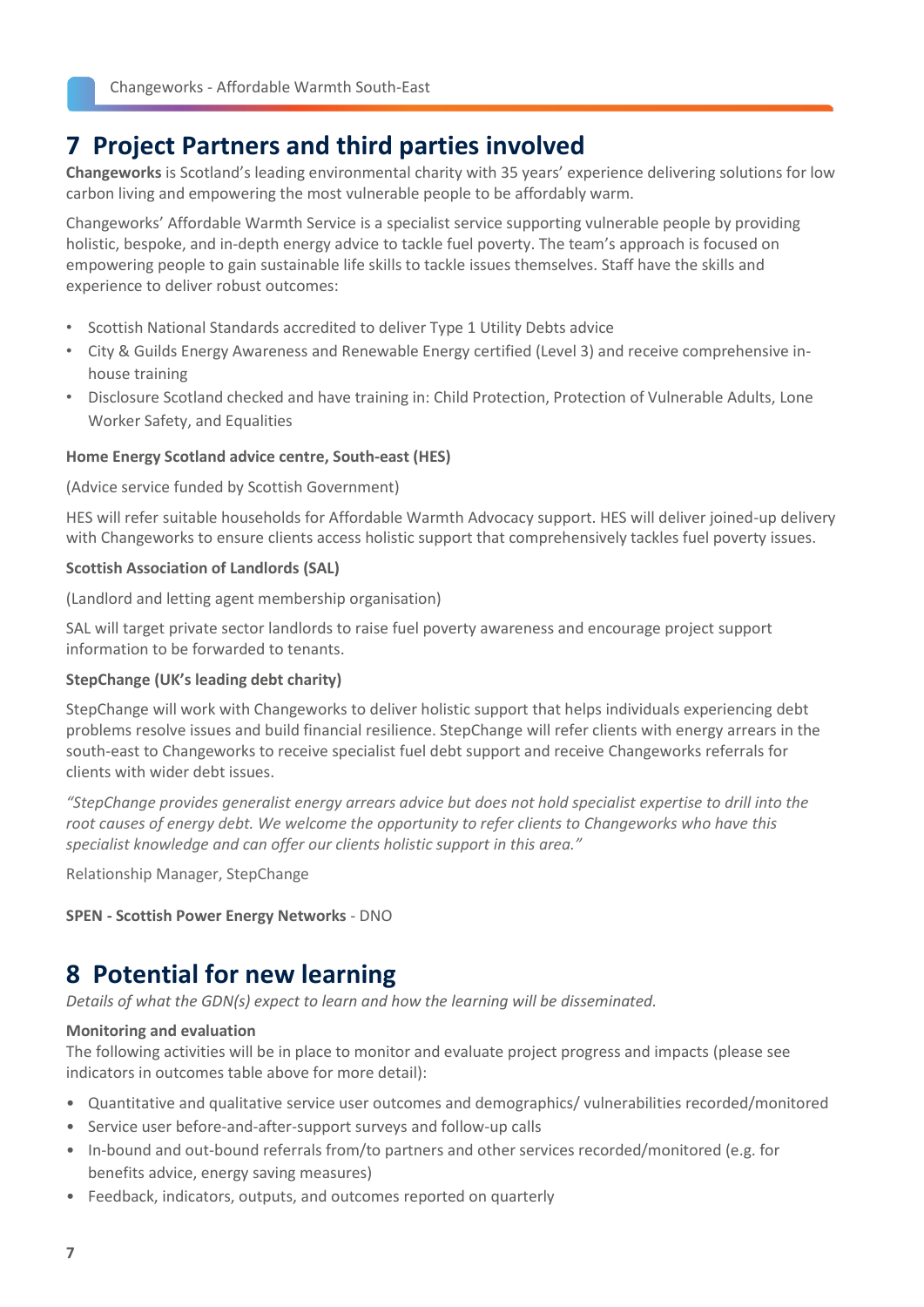# 7 Project Partners and third parties involved

**Changeworks** is Scotland's leading environmental charity with 35 years' experience delivering solutions for low carbon living and empowering the most vulnerable people to be affordably warm.

Changeworks' Affordable Warmth Service is a specialist service supporting vulnerable people by providing holistic, bespoke, and in-depth energy advice to tackle fuel poverty. The team's approach is focused on empowering people to gain sustainable life skills to tackle issues themselves. Staff have the skills and experience to deliver robust outcomes:

- Scottish National Standards accredited to deliver Type 1 Utility Debts advice
- City & Guilds Energy Awareness and Renewable Energy certified (Level 3) and receive comprehensive in-house training
- Disclosure Scotland checked and have training in: Child Protection, Protection of Vulnerable Adults, Lone Worker Safety, and Equalities

**Home Energy Scotland advice centre, South-east (HES)**

(Advice service funded by Scottish Government)

HES will refer suitable households for Affordable Warmth Advocacy support. HES will deliver joined-up delivery with Changeworks to ensure clients access holistic support that comprehensively tackles fuel poverty issues.

**Scottish Association of Landlords (SAL)**

(Landlord and letting agent membership organisation)

SAL will target private sector landlords to raise fuel poverty awareness and encourage project support information to be forwarded to tenants.

**StepChange (UK's leading debt charity)**

StepChange will work with Changeworks to deliver holistic support that helps individuals experiencing debt problems resolve issues and build financial resilience. StepChange will refer clients with energy arrears in the south-east to Changeworks to receive specialist fuel debt support and receive Changeworks referrals for clients with wider debt issues.

*"StepChange provides generalist energy arrears advice but does not hold specialist expertise to drill into the root causes of energy debt. We welcome the opportunity to refer clients to Changeworks who have this specialist knowledge and can offer our clients holistic support in this area."*

Relationship Manager, StepChange

**SPEN - Scottish Power Energy Networks** - DNO

# 8 Potential for new learning

*Details of what the GDN(s) expect to learn and how the learning will be disseminated.*

**Monitoring and evaluation**

The following activities will be in place to monitor and evaluate project progress and impacts (please see indicators in outcomes table above for more detail):

- Quantitative and qualitative service user outcomes and demographics/ vulnerabilities recorded/monitored
- Service user before-and-after-support surveys and follow-up calls
- In-bound and out-bound referrals from/to partners and other services recorded/monitored (e.g. for benefits advice, energy saving measures)
- Feedback, indicators, outputs, and outcomes reported on quarterly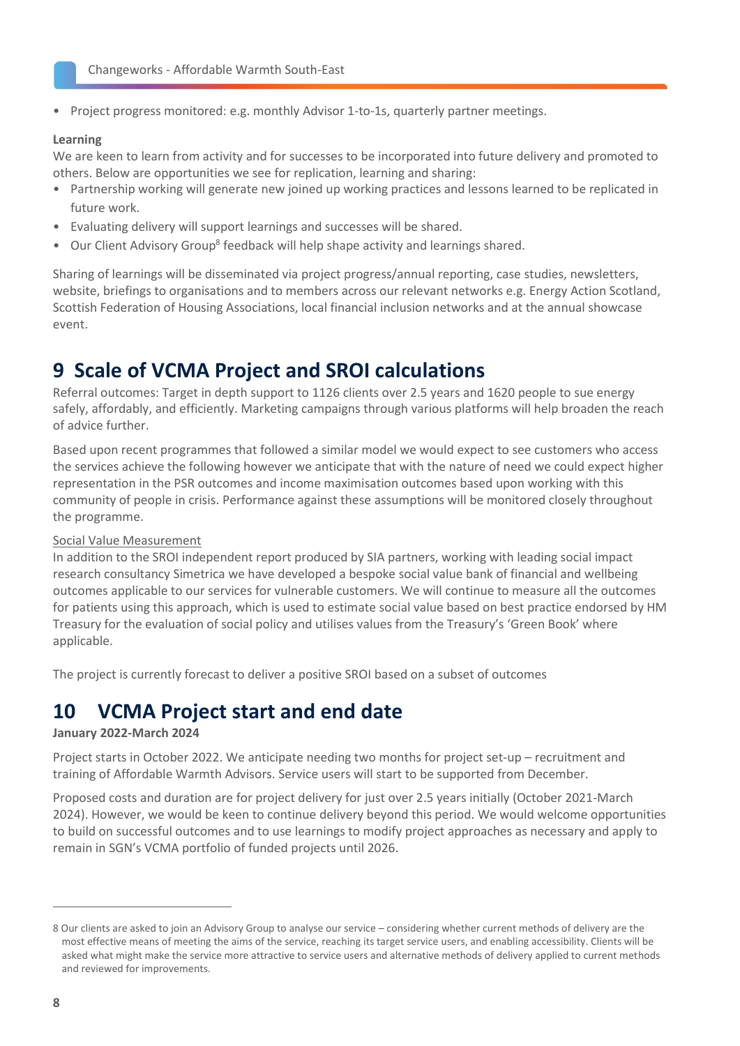- Project progress monitored: e.g. monthly Advisor 1-to-1s, quarterly partner meetings.

**Learning**

We are keen to learn from activity and for successes to be incorporated into future delivery and promoted to others. Below are opportunities we see for replication, learning and sharing:

- Partnership working will generate new joined up working practices and lessons learned to be replicated in future work.
- Evaluating delivery will support learnings and successes will be shared.
- Our Client Advisory Group[8] feedback will help shape activity and learnings shared.

Sharing of learnings will be disseminated via project progress/annual reporting, case studies, newsletters, website, briefings to organisations and to members across our relevant networks e.g. Energy Action Scotland, Scottish Federation of Housing Associations, local financial inclusion networks and at the annual showcase event.

# 9 Scale of VCMA Project and SROI calculations

Referral outcomes: Target in depth support to 1126 clients over 2.5 years and 1620 people to sue energy safely, affordably, and efficiently. Marketing campaigns through various platforms will help broaden the reach of advice further.

Based upon recent programmes that followed a similar model we would expect to see customers who access the services achieve the following however we anticipate that with the nature of need we could expect higher representation in the PSR outcomes and income maximisation outcomes based upon working with this community of people in crisis. Performance against these assumptions will be monitored closely throughout the programme.

Social Value Measurement

In addition to the SROI independent report produced by SIA partners, working with leading social impact research consultancy Simetrica we have developed a bespoke social value bank of financial and wellbeing outcomes applicable to our services for vulnerable customers. We will continue to measure all the outcomes for patients using this approach, which is used to estimate social value based on best practice endorsed by HM Treasury for the evaluation of social policy and utilises values from the Treasury's 'Green Book' where applicable.

The project is currently forecast to deliver a positive SROI based on a subset of outcomes

# 10 VCMA Project start and end date

**January 2022-March 2024**

Project starts in October 2022. We anticipate needing two months for project set-up – recruitment and training of Affordable Warmth Advisors. Service users will start to be supported from December.

Proposed costs and duration are for project delivery for just over 2.5 years initially (October 2021-March 2024). However, we would be keen to continue delivery beyond this period. We would welcome opportunities to build on successful outcomes and to use learnings to modify project approaches as necessary and apply to remain in SGN's VCMA portfolio of funded projects until 2026.

---

8 Our clients are asked to join an Advisory Group to analyse our service – considering whether current methods of delivery are the most effective means of meeting the aims of the service, reaching its target service users, and enabling accessibility. Clients will be asked what might make the service more attractive to service users and alternative methods of delivery applied to current methods and reviewed for improvements.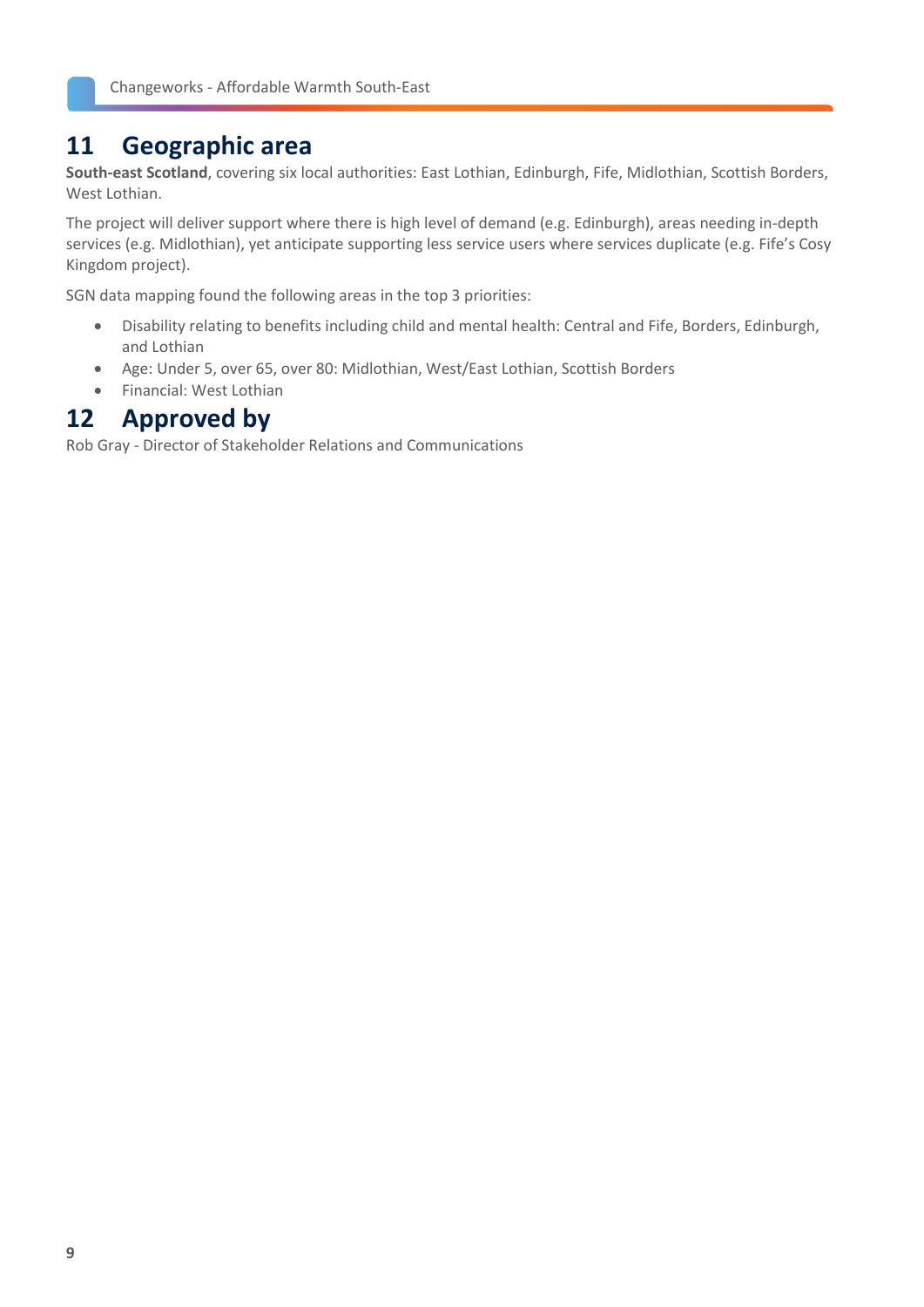# 11 Geographic area

**South-east Scotland**, covering six local authorities: East Lothian, Edinburgh, Fife, Midlothian, Scottish Borders, West Lothian.

The project will deliver support where there is high level of demand (e.g. Edinburgh), areas needing in-depth services (e.g. Midlothian), yet anticipate supporting less service users where services duplicate (e.g. Fife's Cosy Kingdom project).

SGN data mapping found the following areas in the top 3 priorities:

- Disability relating to benefits including child and mental health: Central and Fife, Borders, Edinburgh, and Lothian
- Age: Under 5, over 65, over 80: Midlothian, West/East Lothian, Scottish Borders
- Financial: West Lothian

# 12 Approved by

Rob Gray - Director of Stakeholder Relations and Communications